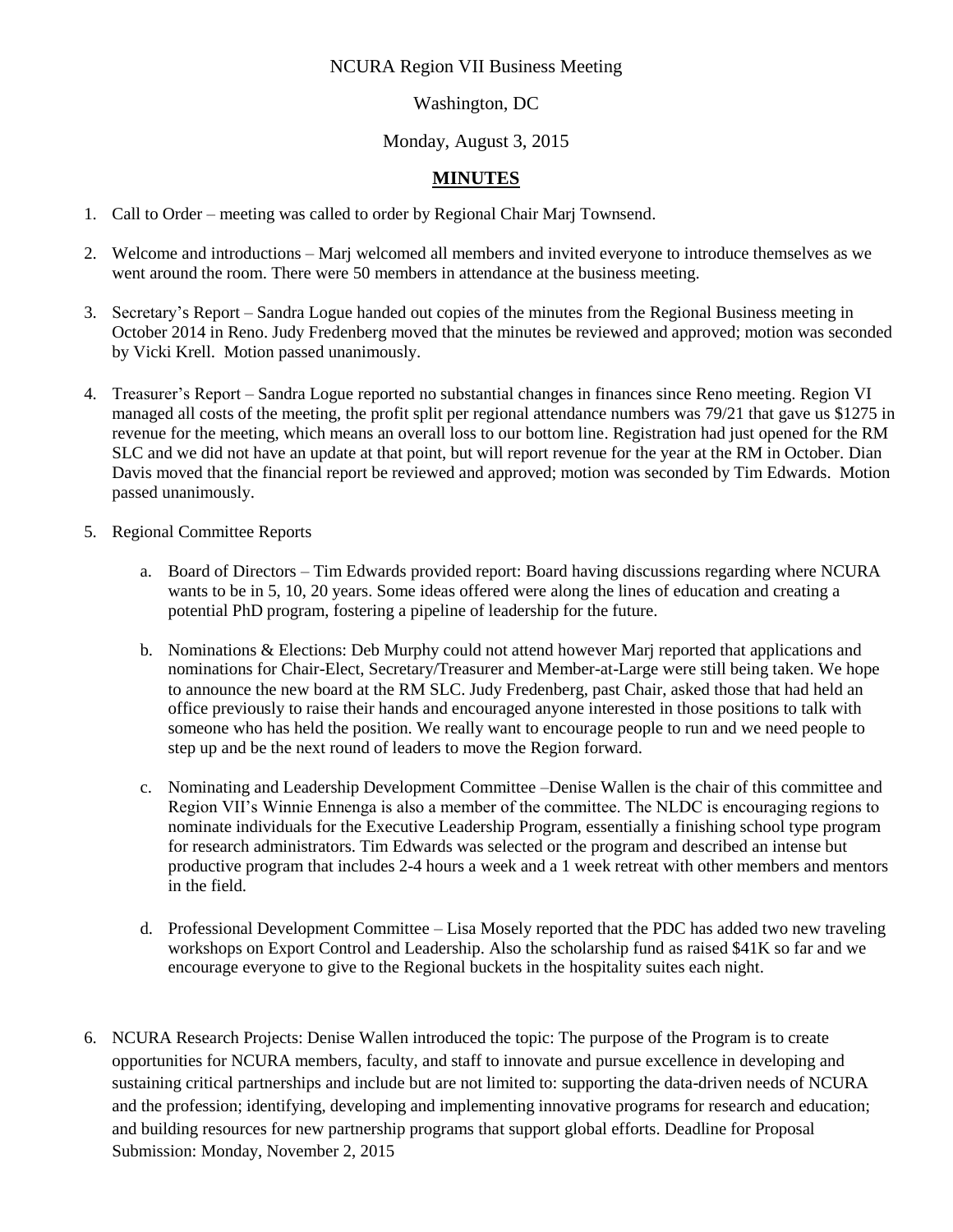NCURA Region VII Business Meeting

Washington, DC

Monday, August 3, 2015

# MINUTES

1. Call to Order – meeting was called to order by Regional Chair Marj Townsend.

2. Welcome and introductions – Marj welcomed all members and invited everyone to introduce themselves as we went around the room. There were 50 members in attendance at the business meeting.

3. Secretary's Report – Sandra Logue handed out copies of the minutes from the Regional Business meeting in October 2014 in Reno. Judy Fredenberg moved that the minutes be reviewed and approved; motion was seconded by Vicki Krell. Motion passed unanimously.

4. Treasurer's Report – Sandra Logue reported no substantial changes in finances since Reno meeting. Region VI managed all costs of the meeting, the profit split per regional attendance numbers was 79/21 that gave us $1275 in revenue for the meeting, which means an overall loss to our bottom line. Registration had just opened for the RM SLC and we did not have an update at that point, but will report revenue for the year at the RM in October. Dian Davis moved that the financial report be reviewed and approved; motion was seconded by Tim Edwards. Motion passed unanimously.

5. Regional Committee Reports

   a. Board of Directors – Tim Edwards provided report: Board having discussions regarding where NCURA wants to be in 5, 10, 20 years. Some ideas offered were along the lines of education and creating a potential PhD program, fostering a pipeline of leadership for the future.

   b. Nominations & Elections: Deb Murphy could not attend however Marj reported that applications and nominations for Chair-Elect, Secretary/Treasurer and Member-at-Large were still being taken. We hope to announce the new board at the RM SLC. Judy Fredenberg, past Chair, asked those that had held an office previously to raise their hands and encouraged anyone interested in those positions to talk with someone who has held the position. We really want to encourage people to run and we need people to step up and be the next round of leaders to move the Region forward.

   c. Nominating and Leadership Development Committee –Denise Wallen is the chair of this committee and Region VII's Winnie Ennenga is also a member of the committee. The NLDC is encouraging regions to nominate individuals for the Executive Leadership Program, essentially a finishing school type program for research administrators. Tim Edwards was selected or the program and described an intense but productive program that includes 2-4 hours a week and a 1 week retreat with other members and mentors in the field.

   d. Professional Development Committee – Lisa Mosely reported that the PDC has added two new traveling workshops on Export Control and Leadership. Also the scholarship fund as raised $41K so far and we encourage everyone to give to the Regional buckets in the hospitality suites each night.

6. NCURA Research Projects: Denise Wallen introduced the topic: The purpose of the Program is to create opportunities for NCURA members, faculty, and staff to innovate and pursue excellence in developing and sustaining critical partnerships and include but are not limited to: supporting the data-driven needs of NCURA and the profession; identifying, developing and implementing innovative programs for research and education; and building resources for new partnership programs that support global efforts. Deadline for Proposal Submission: Monday, November 2, 2015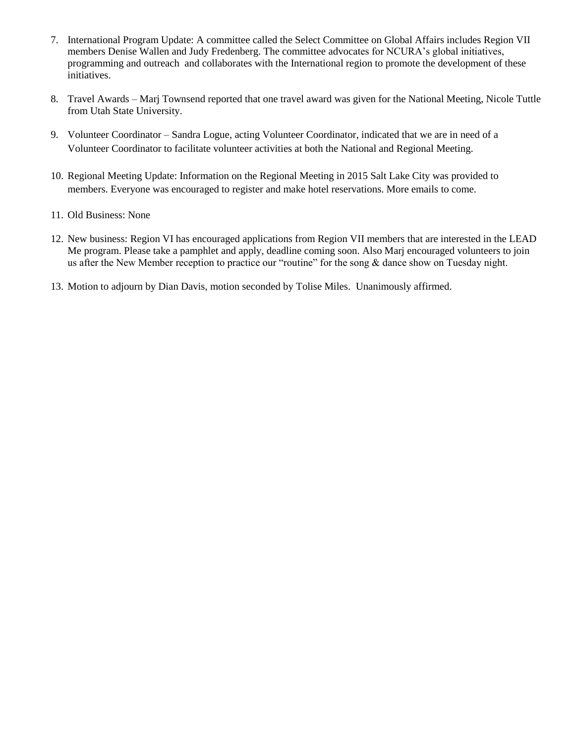7. International Program Update: A committee called the Select Committee on Global Affairs includes Region VII members Denise Wallen and Judy Fredenberg. The committee advocates for NCURA's global initiatives, programming and outreach and collaborates with the International region to promote the development of these initiatives.

8. Travel Awards – Marj Townsend reported that one travel award was given for the National Meeting, Nicole Tuttle from Utah State University.

9. Volunteer Coordinator – Sandra Logue, acting Volunteer Coordinator, indicated that we are in need of a Volunteer Coordinator to facilitate volunteer activities at both the National and Regional Meeting.

10. Regional Meeting Update: Information on the Regional Meeting in 2015 Salt Lake City was provided to members. Everyone was encouraged to register and make hotel reservations. More emails to come.

11. Old Business: None

12. New business: Region VI has encouraged applications from Region VII members that are interested in the LEAD Me program. Please take a pamphlet and apply, deadline coming soon. Also Marj encouraged volunteers to join us after the New Member reception to practice our "routine" for the song & dance show on Tuesday night.

13. Motion to adjourn by Dian Davis, motion seconded by Tolise Miles. Unanimously affirmed.